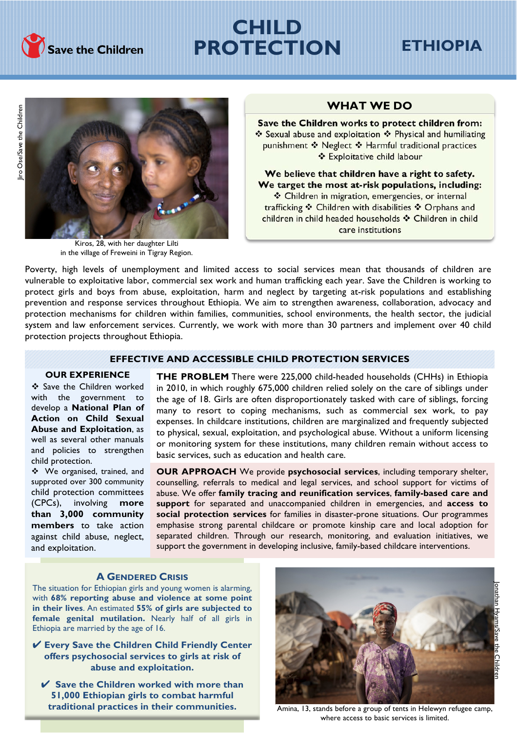# CHILD PROTECTION

## ETHIOPIA

Save the Children

Kiros, 28, with her daughter Lilti in the village of Freweini in Tigray Region.

## WHAT WE DO

**Save the Children works to protect children from:** ❖ Sexual abuse and exploitation ❖ Physical and humiliating punishment ❖ Neglect ❖ Harmful traditional practices ❖ Exploitative child labour

**We believe that children have a right to safety.**
**We target the most at-risk populations, including:** ❖ Children in migration, emergencies, or internal trafficking ❖ Children with disabilities ❖ Orphans and children in child headed households ❖ Children in child care institutions

Poverty, high levels of unemployment and limited access to social services mean that thousands of children are vulnerable to exploitative labor, commercial sex work and human trafficking each year. Save the Children is working to protect girls and boys from abuse, exploitation, harm and neglect by targeting at-risk populations and establishing prevention and response services throughout Ethiopia. We aim to strengthen awareness, collaboration, advocacy and protection mechanisms for children within families, communities, school environments, the health sector, the judicial system and law enforcement services. Currently, we work with more than 30 partners and implement over 40 child protection projects throughout Ethiopia.

## EFFECTIVE AND ACCESSIBLE CHILD PROTECTION SERVICES

### OUR EXPERIENCE

❖ Save the Children worked with the government to develop a **National Plan of Action on Child Sexual Abuse and Exploitation**, as well as several other manuals and policies to strengthen child protection.

❖ We organised, trained, and supproted over 300 community child protection committees (CPCs), involving **more than 3,000 community members** to take action against child abuse, neglect, and exploitation.

**THE PROBLEM** There were 225,000 child-headed households (CHHs) in Ethiopia in 2010, in which roughly 675,000 children relied solely on the care of siblings under the age of 18. Girls are often disproportionately tasked with care of siblings, forcing many to resort to coping mechanisms, such as commercial sex work, to pay expenses. In childcare institutions, children are marginalized and frequently subjected to physical, sexual, exploitation, and psychological abuse. Without a uniform licensing or monitoring system for these institutions, many children remain without access to basic services, such as education and health care.

**OUR APPROACH** We provide **psychosocial services**, including temporary shelter, counselling, referrals to medical and legal services, and school support for victims of abuse. We offer **family tracing and reunification services**, **family-based care and support** for separated and unaccompanied children in emergencies, and **access to social protection services** for families in disaster-prone situations. Our programmes emphasise strong parental childcare or promote kinship care and local adoption for separated children. Through our research, monitoring, and evaluation initiatives, we support the government in developing inclusive, family-based childcare interventions.

### A GENDERED CRISIS

The situation for Ethiopian girls and young women is alarming, with **68% reporting abuse and violence at some point in their lives**. An estimated **55% of girls are subjected to female genital mutilation.** Nearly half of all girls in Ethiopia are married by the age of 16.

✔ **Every Save the Children Child Friendly Center offers psychosocial services to girls at risk of abuse and exploitation.**

✔ **Save the Children worked with more than 51,000 Ethiopian girls to combat harmful traditional practices in their communities.**

Amina, 13, stands before a group of tents in Helewyn refugee camp, where access to basic services is limited.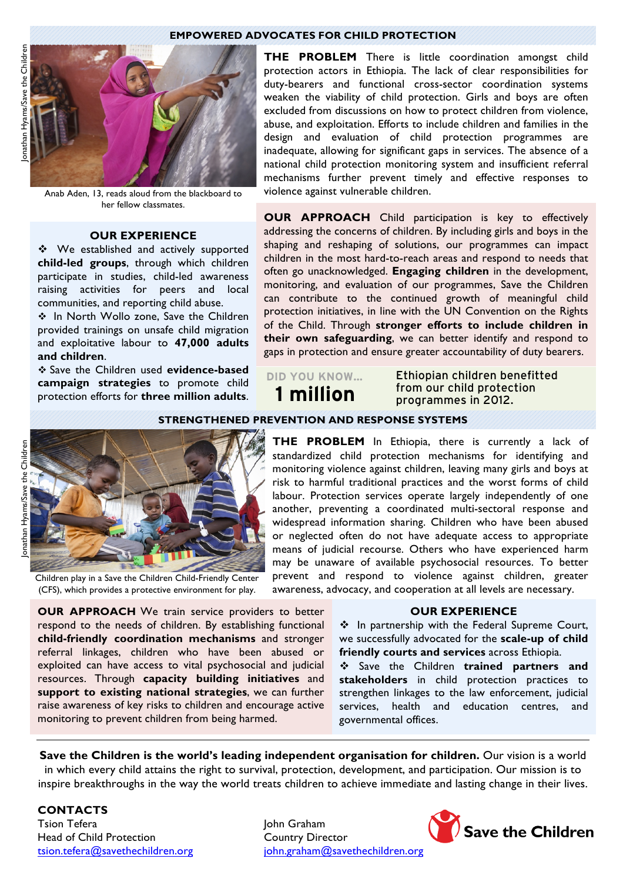## EMPOWERED ADVOCATES FOR CHILD PROTECTION

Jonathan Hyams/Save the Children

Anab Aden, 13, reads aloud from the blackboard to her fellow classmates.

**THE PROBLEM** There is little coordination amongst child protection actors in Ethiopia. The lack of clear responsibilities for duty-bearers and functional cross-sector coordination systems weaken the viability of child protection. Girls and boys are often excluded from discussions on how to protect children from violence, abuse, and exploitation. Efforts to include children and families in the design and evaluation of child protection programmes are inadequate, allowing for significant gaps in services. The absence of a national child protection monitoring system and insufficient referral mechanisms further prevent timely and effective responses to violence against vulnerable children.

### OUR EXPERIENCE

- We established and actively supported **child-led groups**, through which children participate in studies, child-led awareness raising activities for peers and local communities, and reporting child abuse.
- In North Wollo zone, Save the Children provided trainings on unsafe child migration and exploitative labour to **47,000 adults and children**.
- Save the Children used **evidence-based campaign strategies** to promote child protection efforts for **three million adults**.

**OUR APPROACH** Child participation is key to effectively addressing the concerns of children. By including girls and boys in the shaping and reshaping of solutions, our programmes can impact children in the most hard-to-reach areas and respond to needs that often go unacknowledged. **Engaging children** in the development, monitoring, and evaluation of our programmes, Save the Children can contribute to the continued growth of meaningful child protection initiatives, in line with the UN Convention on the Rights of the Child. Through **stronger efforts to include children in their own safeguarding**, we can better identify and respond to gaps in protection and ensure greater accountability of duty bearers.

DID YOU KNOW...
**1 million**
Ethiopian children benefitted from our child protection programmes in 2012.

## STRENGTHENED PREVENTION AND RESPONSE SYSTEMS

Jonathan Hyams/Save the Children

Children play in a Save the Children Child-Friendly Center (CFS), which provides a protective environment for play.

**THE PROBLEM** In Ethiopia, there is currently a lack of standardized child protection mechanisms for identifying and monitoring violence against children, leaving many girls and boys at risk to harmful traditional practices and the worst forms of child labour. Protection services operate largely independently of one another, preventing a coordinated multi-sectoral response and widespread information sharing. Children who have been abused or neglected often do not have adequate access to appropriate means of judicial recourse. Others who have experienced harm may be unaware of available psychosocial resources. To better prevent and respond to violence against children, greater awareness, advocacy, and cooperation at all levels are necessary.

**OUR APPROACH** We train service providers to better respond to the needs of children. By establishing functional **child-friendly coordination mechanisms** and stronger referral linkages, children who have been abused or exploited can have access to vital psychosocial and judicial resources. Through **capacity building initiatives** and **support to existing national strategies**, we can further raise awareness of key risks to children and encourage active monitoring to prevent children from being harmed.

### OUR EXPERIENCE

- In partnership with the Federal Supreme Court, we successfully advocated for the **scale-up of child friendly courts and services** across Ethiopia.
- Save the Children **trained partners and stakeholders** in child protection practices to strengthen linkages to the law enforcement, judicial services, health and education centres, and governmental offices.

---

**Save the Children is the world's leading independent organisation for children.** Our vision is a world in which every child attains the right to survival, protection, development, and participation. Our mission is to inspire breakthroughs in the way the world treats children to achieve immediate and lasting change in their lives.

### CONTACTS

Tsion Tefera
Head of Child Protection
tsion.tefera@savethechildren.org

John Graham
Country Director
john.graham@savethechildren.org

Save the Children